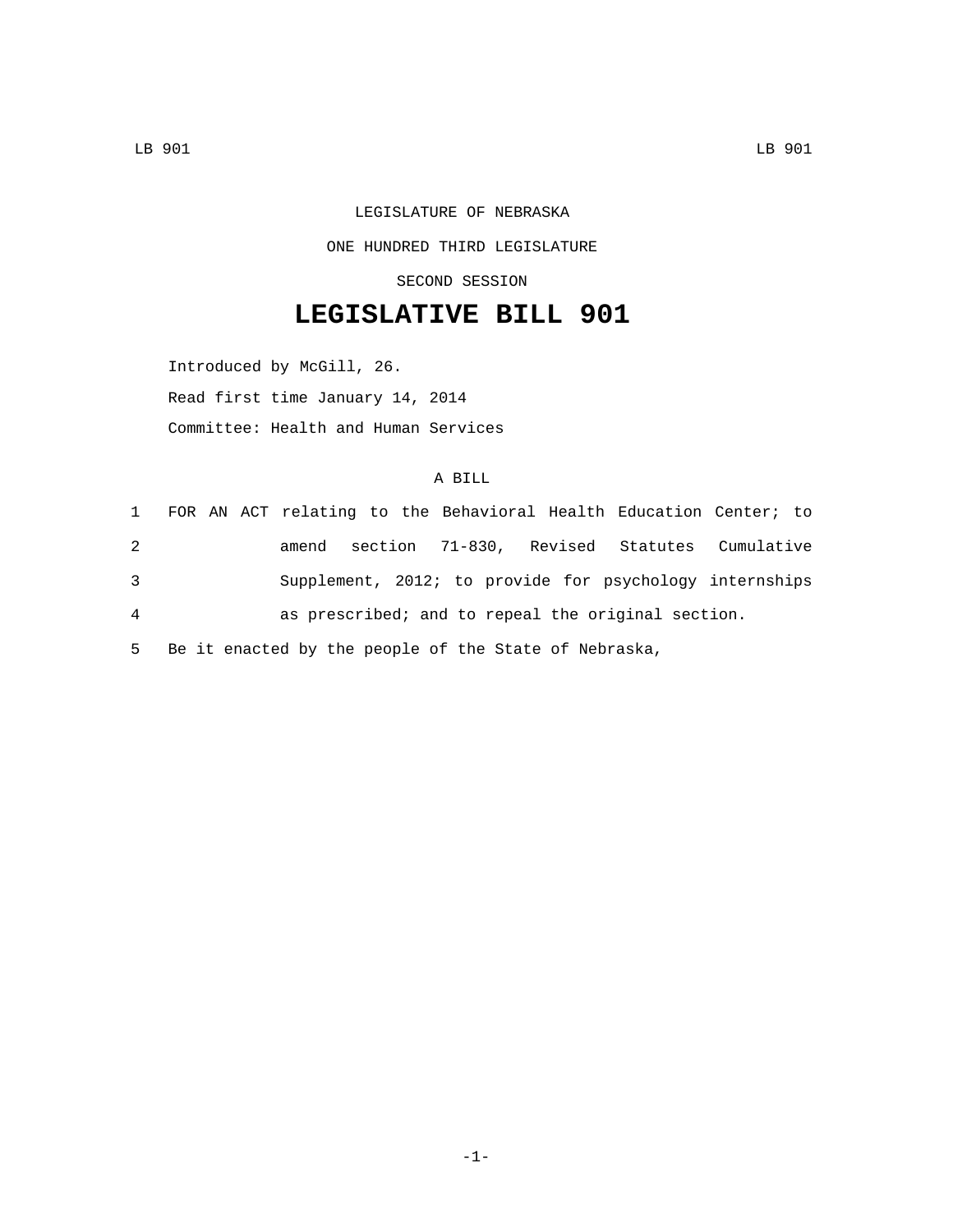LEGISLATURE OF NEBRASKA

ONE HUNDRED THIRD LEGISLATURE

SECOND SESSION

# LEGISLATIVE BILL 901

Introduced by McGill, 26.

Read first time January 14, 2014

Committee: Health and Human Services

A BILL

1 FOR AN ACT relating to the Behavioral Health Education Center; to
2 amend section 71-830, Revised Statutes Cumulative
3 Supplement, 2012; to provide for psychology internships
4 as prescribed; and to repeal the original section.
5 Be it enacted by the people of the State of Nebraska,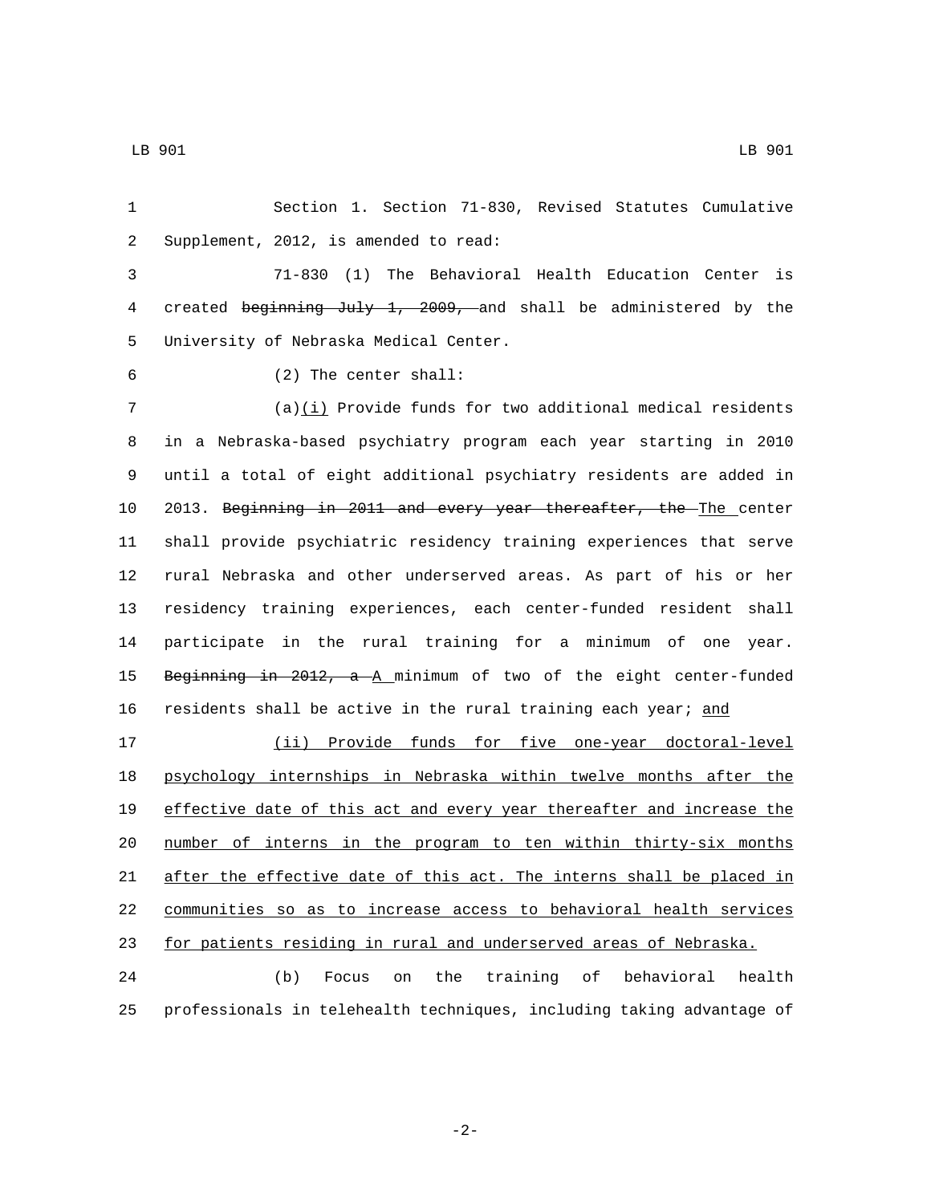Section 1. Section 71-830, Revised Statutes Cumulative Supplement, 2012, is amended to read:

71-830 (1) The Behavioral Health Education Center is created ~~beginning July 1, 2009,~~ and shall be administered by the University of Nebraska Medical Center.

(2) The center shall:

(a)<u>(i)</u> Provide funds for two additional medical residents in a Nebraska-based psychiatry program each year starting in 2010 until a total of eight additional psychiatry residents are added in 2013. ~~Beginning in 2011 and every year thereafter, the~~ <u>The</u> center shall provide psychiatric residency training experiences that serve rural Nebraska and other underserved areas. As part of his or her residency training experiences, each center-funded resident shall participate in the rural training for a minimum of one year. ~~Beginning in 2012, a~~ <u>A</u> minimum of two of the eight center-funded residents shall be active in the rural training each year; <u>and</u>

<u>(ii) Provide funds for five one-year doctoral-level psychology internships in Nebraska within twelve months after the effective date of this act and every year thereafter and increase the number of interns in the program to ten within thirty-six months after the effective date of this act. The interns shall be placed in communities so as to increase access to behavioral health services for patients residing in rural and underserved areas of Nebraska.</u>

(b) Focus on the training of behavioral health professionals in telehealth techniques, including taking advantage of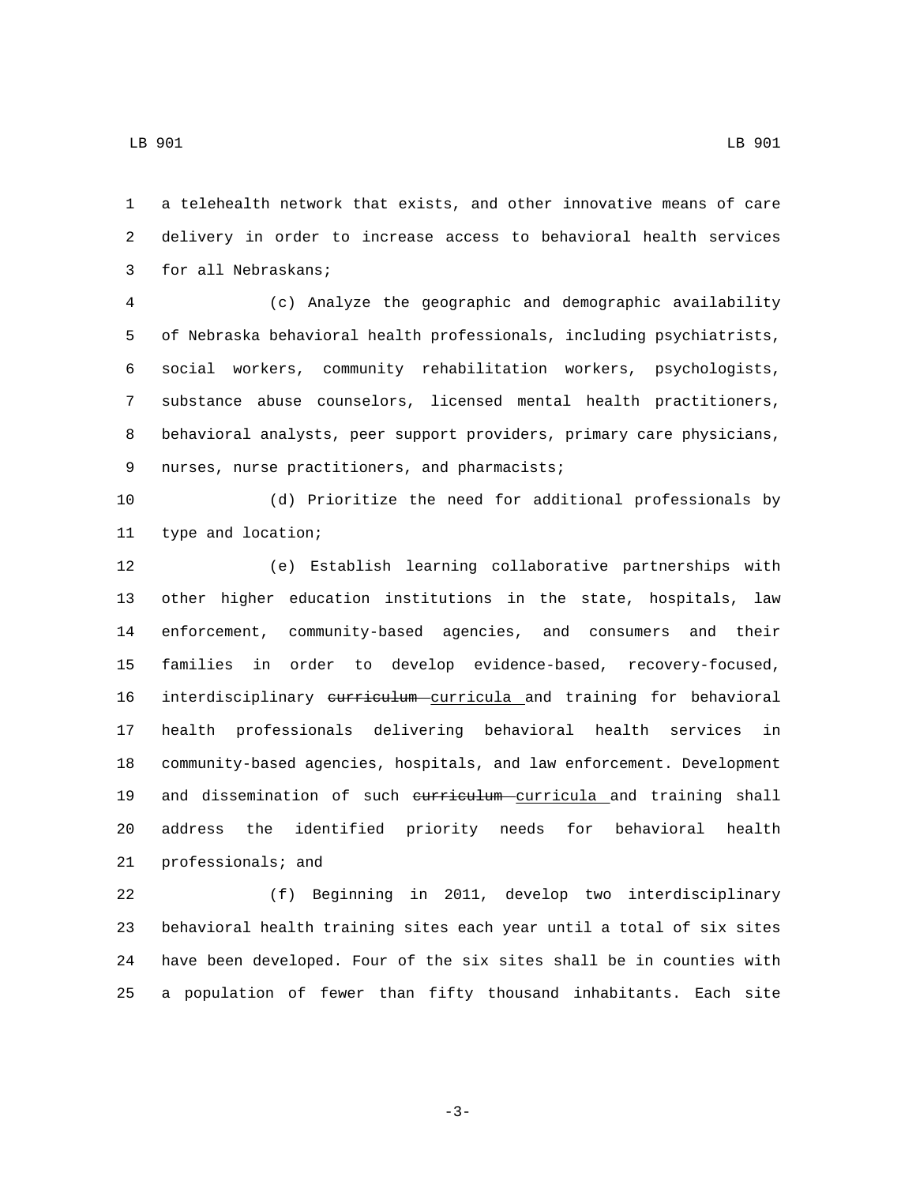a telehealth network that exists, and other innovative means of care delivery in order to increase access to behavioral health services for all Nebraskans;

(c) Analyze the geographic and demographic availability of Nebraska behavioral health professionals, including psychiatrists, social workers, community rehabilitation workers, psychologists, substance abuse counselors, licensed mental health practitioners, behavioral analysts, peer support providers, primary care physicians, nurses, nurse practitioners, and pharmacists;

(d) Prioritize the need for additional professionals by type and location;

(e) Establish learning collaborative partnerships with other higher education institutions in the state, hospitals, law enforcement, community-based agencies, and consumers and their families in order to develop evidence-based, recovery-focused, interdisciplinary ~~curriculum~~ curricula and training for behavioral health professionals delivering behavioral health services in community-based agencies, hospitals, and law enforcement. Development and dissemination of such ~~curriculum~~ curricula and training shall address the identified priority needs for behavioral health professionals; and

(f) Beginning in 2011, develop two interdisciplinary behavioral health training sites each year until a total of six sites have been developed. Four of the six sites shall be in counties with a population of fewer than fifty thousand inhabitants. Each site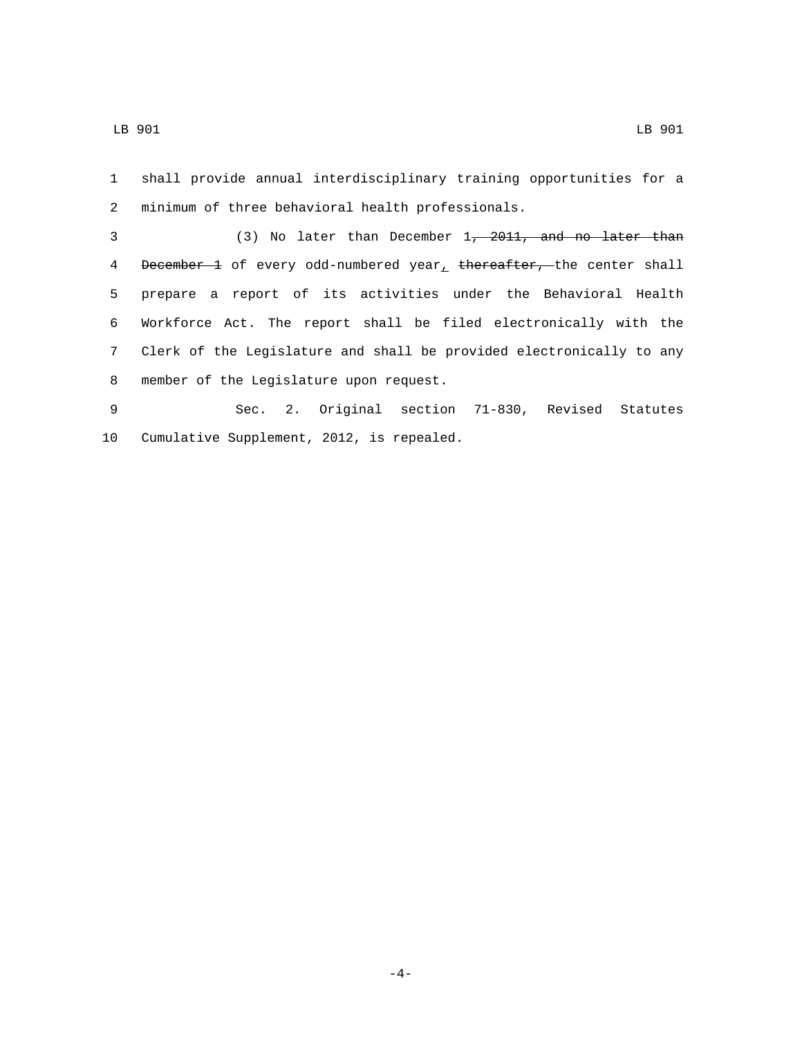shall provide annual interdisciplinary training opportunities for a minimum of three behavioral health professionals.

(3) No later than December 1~~, 2011, and no later than December 1~~ of every odd-numbered year, ~~thereafter,~~ the center shall prepare a report of its activities under the Behavioral Health Workforce Act. The report shall be filed electronically with the Clerk of the Legislature and shall be provided electronically to any member of the Legislature upon request.

Sec. 2. Original section 71-830, Revised Statutes Cumulative Supplement, 2012, is repealed.